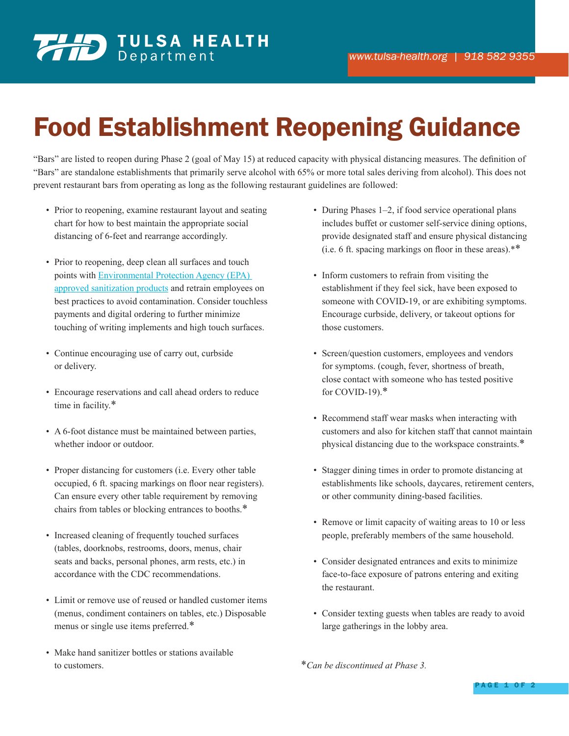# Food Establishment Reopening Guidance

"Bars" are listed to reopen during Phase 2 (goal of May 15) at reduced capacity with physical distancing measures. The definition of "Bars" are standalone establishments that primarily serve alcohol with 65% or more total sales deriving from alcohol). This does not prevent restaurant bars from operating as long as the following restaurant guidelines are followed:

- Prior to reopening, examine restaurant layout and seating chart for how to best maintain the appropriate social distancing of 6-feet and rearrange accordingly.
- Prior to reopening, deep clean all surfaces and touch points with [Environmental Protection Agency (EPA) approved sanitization products]() and retrain employees on best practices to avoid contamination. Consider touchless payments and digital ordering to further minimize touching of writing implements and high touch surfaces.
- Continue encouraging use of carry out, curbside or delivery.
- Encourage reservations and call ahead orders to reduce time in facility.*
- A 6-foot distance must be maintained between parties, whether indoor or outdoor.
- Proper distancing for customers (i.e. Every other table occupied, 6 ft. spacing markings on floor near registers). Can ensure every other table requirement by removing chairs from tables or blocking entrances to booths.*
- Increased cleaning of frequently touched surfaces (tables, doorknobs, restrooms, doors, menus, chair seats and backs, personal phones, arm rests, etc.) in accordance with the CDC recommendations.
- Limit or remove use of reused or handled customer items (menus, condiment containers on tables, etc.) Disposable menus or single use items preferred.*
- Make hand sanitizer bottles or stations available to customers.
- During Phases 1–2, if food service operational plans includes buffet or customer self-service dining options, provide designated staff and ensure physical distancing (i.e. 6 ft. spacing markings on floor in these areas).**
- Inform customers to refrain from visiting the establishment if they feel sick, have been exposed to someone with COVID-19, or are exhibiting symptoms. Encourage curbside, delivery, or takeout options for those customers.
- Screen/question customers, employees and vendors for symptoms. (cough, fever, shortness of breath, close contact with someone who has tested positive for COVID-19).*
- Recommend staff wear masks when interacting with customers and also for kitchen staff that cannot maintain physical distancing due to the workspace constraints.*
- Stagger dining times in order to promote distancing at establishments like schools, daycares, retirement centers, or other community dining-based facilities.
- Remove or limit capacity of waiting areas to 10 or less people, preferably members of the same household.
- Consider designated entrances and exits to minimize face-to-face exposure of patrons entering and exiting the restaurant.
- Consider texting guests when tables are ready to avoid large gatherings in the lobby area.

*\*Can be discontinued at Phase 3.*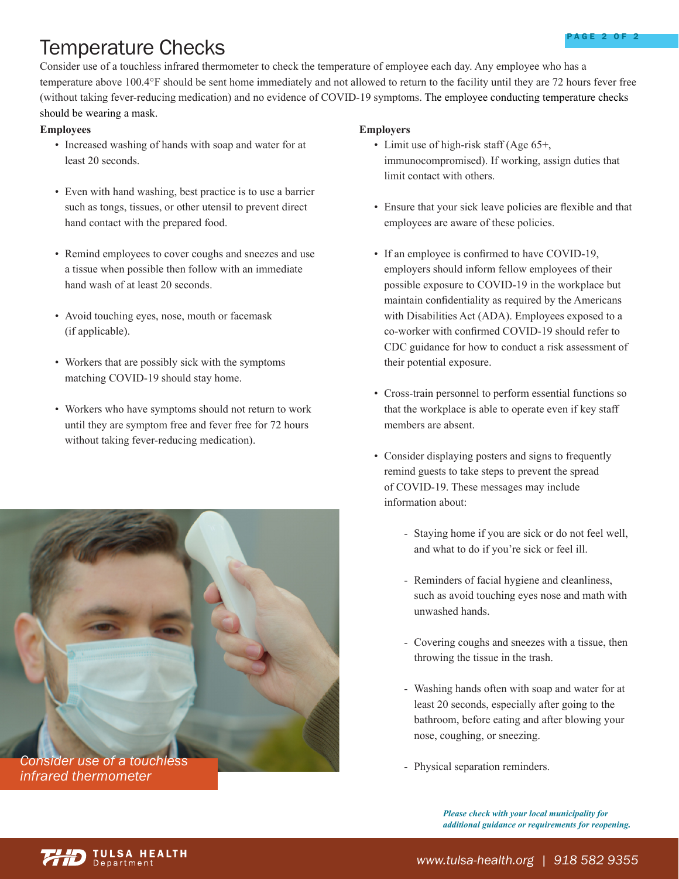# Temperature Checks

Consider use of a touchless infrared thermometer to check the temperature of employee each day. Any employee who has a temperature above 100.4°F should be sent home immediately and not allowed to return to the facility until they are 72 hours fever free (without taking fever-reducing medication) and no evidence of COVID-19 symptoms. The employee conducting temperature checks should be wearing a mask.

**Employees**

- Increased washing of hands with soap and water for at least 20 seconds.
- Even with hand washing, best practice is to use a barrier such as tongs, tissues, or other utensil to prevent direct hand contact with the prepared food.
- Remind employees to cover coughs and sneezes and use a tissue when possible then follow with an immediate hand wash of at least 20 seconds.
- Avoid touching eyes, nose, mouth or facemask (if applicable).
- Workers that are possibly sick with the symptoms matching COVID-19 should stay home.
- Workers who have symptoms should not return to work until they are symptom free and fever free for 72 hours without taking fever-reducing medication).

*Consider use of a touchless infrared thermometer*

**Employers**

- Limit use of high-risk staff (Age 65+, immunocompromised). If working, assign duties that limit contact with others.
- Ensure that your sick leave policies are flexible and that employees are aware of these policies.
- If an employee is confirmed to have COVID-19, employers should inform fellow employees of their possible exposure to COVID-19 in the workplace but maintain confidentiality as required by the Americans with Disabilities Act (ADA). Employees exposed to a co-worker with confirmed COVID-19 should refer to CDC guidance for how to conduct a risk assessment of their potential exposure.
- Cross-train personnel to perform essential functions so that the workplace is able to operate even if key staff members are absent.
- Consider displaying posters and signs to frequently remind guests to take steps to prevent the spread of COVID-19. These messages may include information about:
  - Staying home if you are sick or do not feel well, and what to do if you're sick or feel ill.
  - Reminders of facial hygiene and cleanliness, such as avoid touching eyes nose and math with unwashed hands.
  - Covering coughs and sneezes with a tissue, then throwing the tissue in the trash.
  - Washing hands often with soap and water for at least 20 seconds, especially after going to the bathroom, before eating and after blowing your nose, coughing, or sneezing.
  - Physical separation reminders.

***Please check with your local municipality for additional guidance or requirements for reopening.***

TULSA HEALTH Department

www.tulsa-health.org | 918 582 9355